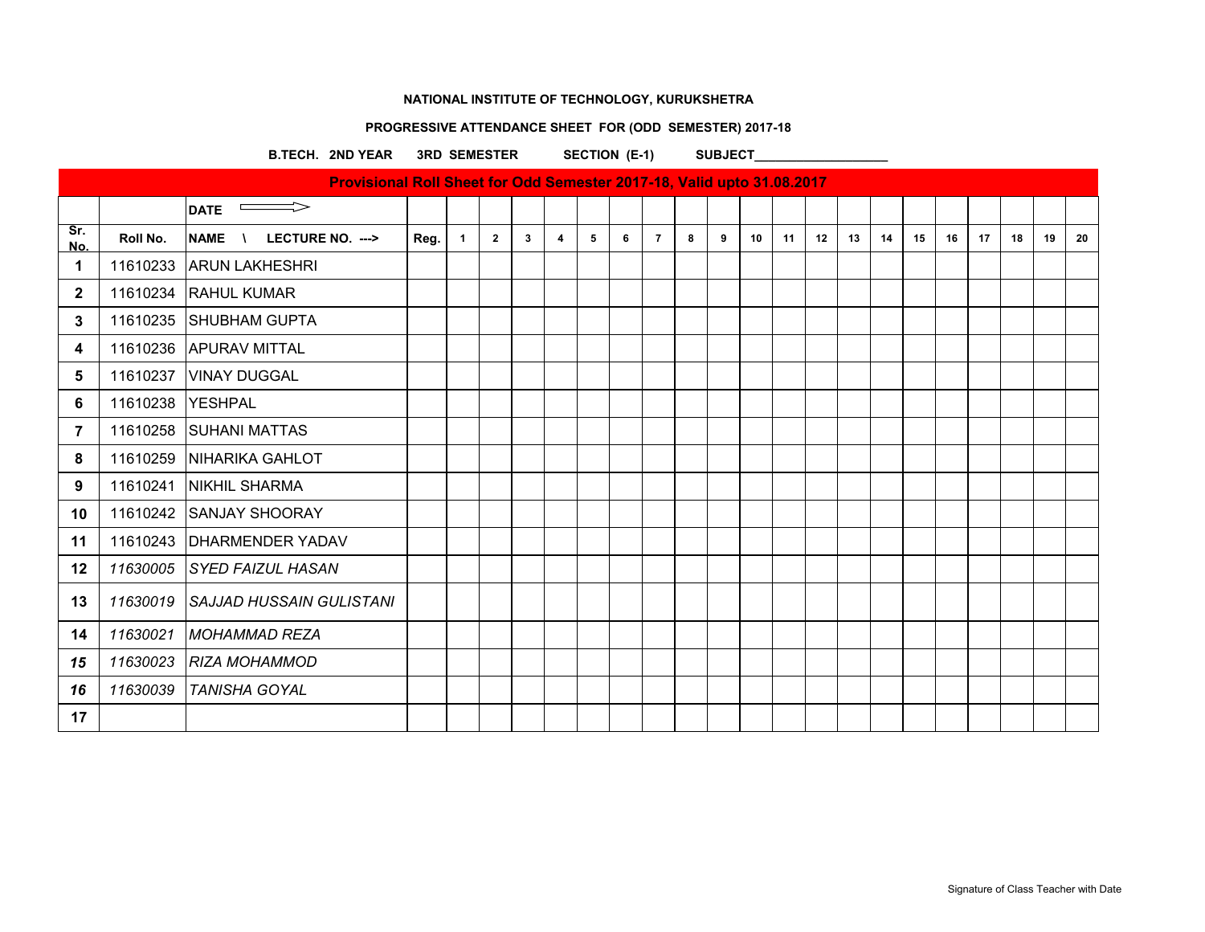**NATIONAL INSTITUTE OF TECHNOLOGY, KURUKSHETRA**

**PROGRESSIVE ATTENDANCE SHEET FOR (ODD SEMESTER) 2017-18**

**B.TECH. 2ND YEAR 3RD SEMESTER SECTION (E-1) SUBJECT___________________**

| **Provisional Roll Sheet for Odd Semester 2017-18, Valid upto 31.08.2017** | | | | | | | | | | | | | | | | | | | | | | | |
|---|---|---|---|---|---|---|---|---|---|---|---|---|---|---|---|---|---|---|---|---|---|---|---|
| | | **DATE** ⟹ | | | | | | | | | | | | | | | | | | | | | |
| **Sr. No.** | **Roll No.** | **NAME \ LECTURE NO. --->** | **Reg.** | **1** | **2** | **3** | **4** | **5** | **6** | **7** | **8** | **9** | **10** | **11** | **12** | **13** | **14** | **15** | **16** | **17** | **18** | **19** | **20** |
| **1** | 11610233 | ARUN LAKHESHRI | | | | | | | | | | | | | | | | | | | | | |
| **2** | 11610234 | RAHUL KUMAR | | | | | | | | | | | | | | | | | | | | | |
| **3** | 11610235 | SHUBHAM GUPTA | | | | | | | | | | | | | | | | | | | | | |
| **4** | 11610236 | APURAV MITTAL | | | | | | | | | | | | | | | | | | | | | |
| **5** | 11610237 | VINAY DUGGAL | | | | | | | | | | | | | | | | | | | | | |
| **6** | 11610238 | YESHPAL | | | | | | | | | | | | | | | | | | | | | |
| **7** | 11610258 | SUHANI MATTAS | | | | | | | | | | | | | | | | | | | | | |
| **8** | 11610259 | NIHARIKA GAHLOT | | | | | | | | | | | | | | | | | | | | | |
| **9** | 11610241 | NIKHIL SHARMA | | | | | | | | | | | | | | | | | | | | | |
| **10** | 11610242 | SANJAY SHOORAY | | | | | | | | | | | | | | | | | | | | | |
| **11** | 11610243 | DHARMENDER YADAV | | | | | | | | | | | | | | | | | | | | | |
| **12** | *11630005* | *SYED FAIZUL HASAN* | | | | | | | | | | | | | | | | | | | | | |
| **13** | *11630019* | *SAJJAD HUSSAIN GULISTANI* | | | | | | | | | | | | | | | | | | | | | |
| **14** | *11630021* | *MOHAMMAD REZA* | | | | | | | | | | | | | | | | | | | | | |
| ***15*** | *11630023* | *RIZA MOHAMMOD* | | | | | | | | | | | | | | | | | | | | | |
| ***16*** | *11630039* | *TANISHA GOYAL* | | | | | | | | | | | | | | | | | | | | | |
| **17** | | | | | | | | | | | | | | | | | | | | | | | |

Signature of Class Teacher with Date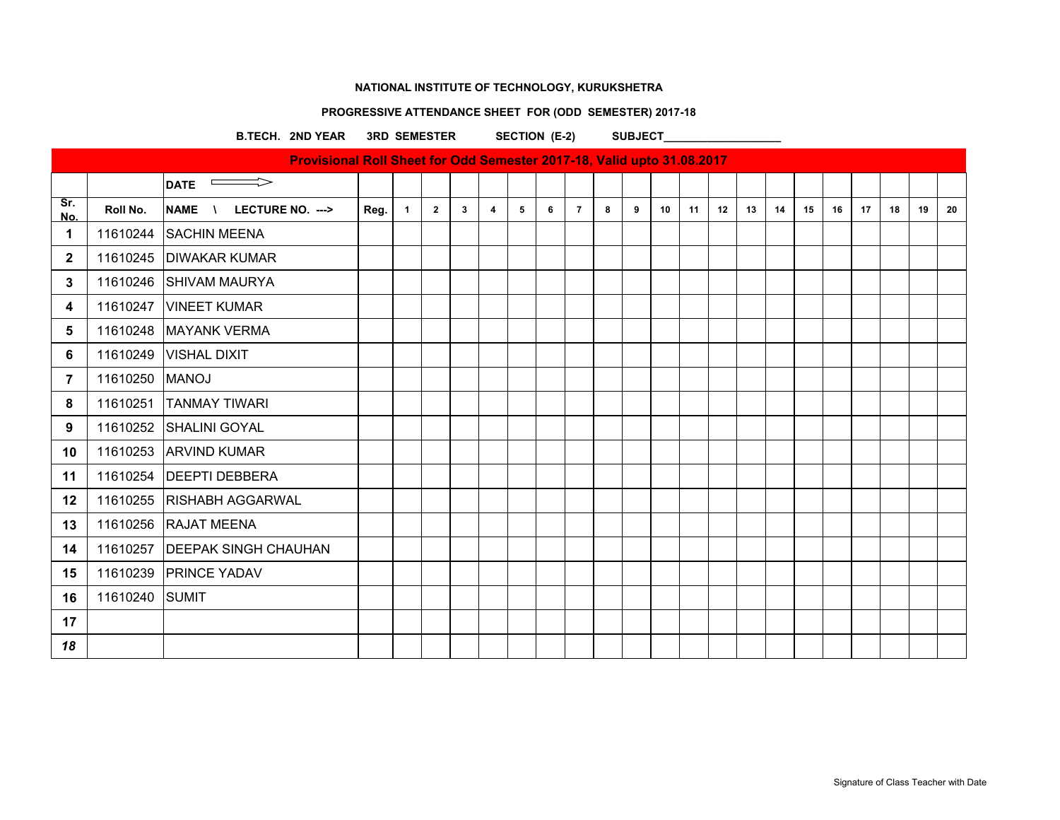**NATIONAL INSTITUTE OF TECHNOLOGY, KURUKSHETRA**

**PROGRESSIVE ATTENDANCE SHEET FOR (ODD SEMESTER) 2017-18**

**B.TECH. 2ND YEAR 3RD SEMESTER SECTION (E-2) SUBJECT___________________**

| Provisional Roll Sheet for Odd Semester 2017-18, Valid upto 31.08.2017 | | | | | | | | | | | | | | | | | | | | | | | |
|---|---|---|---|---|---|---|---|---|---|---|---|---|---|---|---|---|---|---|---|---|---|---|---|
| | | DATE ⟹ | | | | | | | | | | | | | | | | | | | | | |
| Sr. No. | Roll No. | NAME \ LECTURE NO. ---> | Reg. | 1 | 2 | 3 | 4 | 5 | 6 | 7 | 8 | 9 | 10 | 11 | 12 | 13 | 14 | 15 | 16 | 17 | 18 | 19 | 20 |
| 1 | 11610244 | SACHIN MEENA | | | | | | | | | | | | | | | | | | | | | |
| 2 | 11610245 | DIWAKAR KUMAR | | | | | | | | | | | | | | | | | | | | | |
| 3 | 11610246 | SHIVAM MAURYA | | | | | | | | | | | | | | | | | | | | | |
| 4 | 11610247 | VINEET KUMAR | | | | | | | | | | | | | | | | | | | | | |
| 5 | 11610248 | MAYANK VERMA | | | | | | | | | | | | | | | | | | | | | |
| 6 | 11610249 | VISHAL DIXIT | | | | | | | | | | | | | | | | | | | | | |
| 7 | 11610250 | MANOJ | | | | | | | | | | | | | | | | | | | | | |
| 8 | 11610251 | TANMAY TIWARI | | | | | | | | | | | | | | | | | | | | | |
| 9 | 11610252 | SHALINI GOYAL | | | | | | | | | | | | | | | | | | | | | |
| 10 | 11610253 | ARVIND KUMAR | | | | | | | | | | | | | | | | | | | | | |
| 11 | 11610254 | DEEPTI DEBBERA | | | | | | | | | | | | | | | | | | | | | |
| 12 | 11610255 | RISHABH AGGARWAL | | | | | | | | | | | | | | | | | | | | | |
| 13 | 11610256 | RAJAT MEENA | | | | | | | | | | | | | | | | | | | | | |
| 14 | 11610257 | DEEPAK SINGH CHAUHAN | | | | | | | | | | | | | | | | | | | | | |
| 15 | 11610239 | PRINCE YADAV | | | | | | | | | | | | | | | | | | | | | |
| 16 | 11610240 | SUMIT | | | | | | | | | | | | | | | | | | | | | |
| 17 | | | | | | | | | | | | | | | | | | | | | | | |
| *18* | | | | | | | | | | | | | | | | | | | | | | | |

Signature of Class Teacher with Date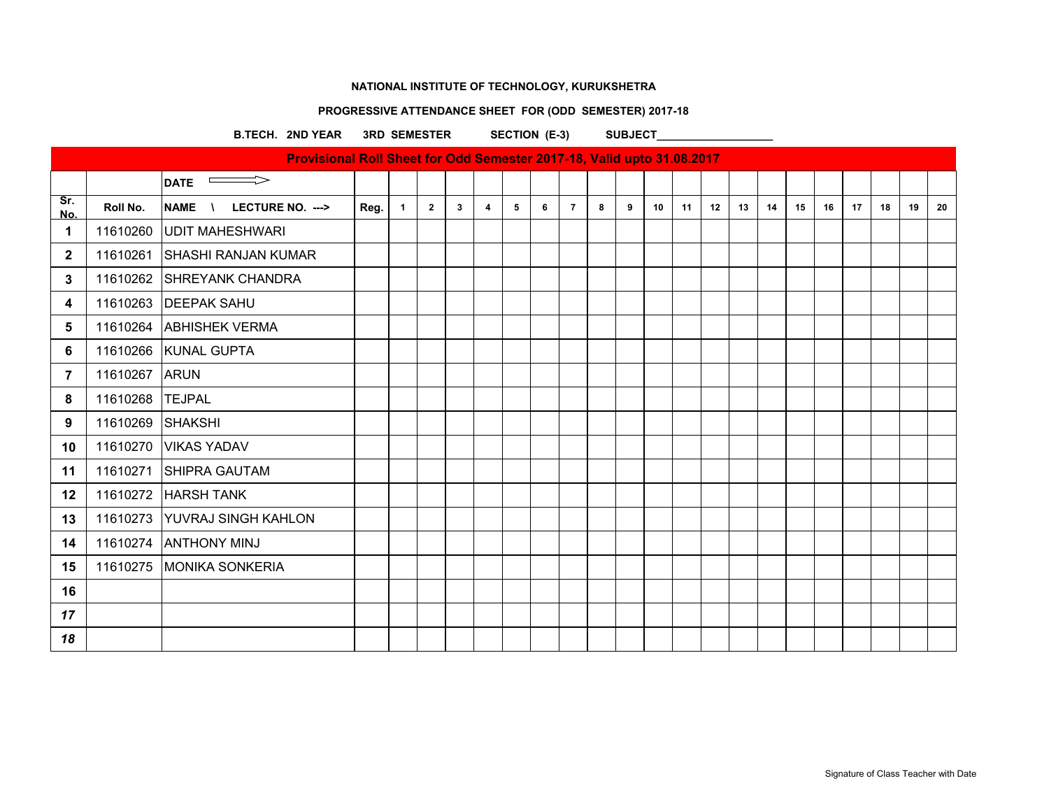**NATIONAL INSTITUTE OF TECHNOLOGY, KURUKSHETRA**

**PROGRESSIVE ATTENDANCE SHEET FOR (ODD SEMESTER) 2017-18**

**B.TECH. 2ND YEAR 3RD SEMESTER SECTION (E-3) SUBJECT___________________**

| Provisional Roll Sheet for Odd Semester 2017-18, Valid upto 31.08.2017 | | | | | | | | | | | | | | | | | | | | | | | |
|---|---|---|---|---|---|---|---|---|---|---|---|---|---|---|---|---|---|---|---|---|---|---|---|
| | | DATE ⟹ | | | | | | | | | | | | | | | | | | | | | |
| Sr. No. | Roll No. | NAME \ LECTURE NO. ---> | Reg. | 1 | 2 | 3 | 4 | 5 | 6 | 7 | 8 | 9 | 10 | 11 | 12 | 13 | 14 | 15 | 16 | 17 | 18 | 19 | 20 |
| 1 | 11610260 | UDIT MAHESHWARI | | | | | | | | | | | | | | | | | | | | | |
| 2 | 11610261 | SHASHI RANJAN KUMAR | | | | | | | | | | | | | | | | | | | | | |
| 3 | 11610262 | SHREYANK CHANDRA | | | | | | | | | | | | | | | | | | | | | |
| 4 | 11610263 | DEEPAK SAHU | | | | | | | | | | | | | | | | | | | | | |
| 5 | 11610264 | ABHISHEK VERMA | | | | | | | | | | | | | | | | | | | | | |
| 6 | 11610266 | KUNAL GUPTA | | | | | | | | | | | | | | | | | | | | | |
| 7 | 11610267 | ARUN | | | | | | | | | | | | | | | | | | | | | |
| 8 | 11610268 | TEJPAL | | | | | | | | | | | | | | | | | | | | | |
| 9 | 11610269 | SHAKSHI | | | | | | | | | | | | | | | | | | | | | |
| 10 | 11610270 | VIKAS YADAV | | | | | | | | | | | | | | | | | | | | | |
| 11 | 11610271 | SHIPRA GAUTAM | | | | | | | | | | | | | | | | | | | | | |
| 12 | 11610272 | HARSH TANK | | | | | | | | | | | | | | | | | | | | | |
| 13 | 11610273 | YUVRAJ SINGH KAHLON | | | | | | | | | | | | | | | | | | | | | |
| 14 | 11610274 | ANTHONY MINJ | | | | | | | | | | | | | | | | | | | | | |
| 15 | 11610275 | MONIKA SONKERIA | | | | | | | | | | | | | | | | | | | | | |
| 16 | | | | | | | | | | | | | | | | | | | | | | | |
| 17 | | | | | | | | | | | | | | | | | | | | | | | |
| 18 | | | | | | | | | | | | | | | | | | | | | | | |

Signature of Class Teacher with Date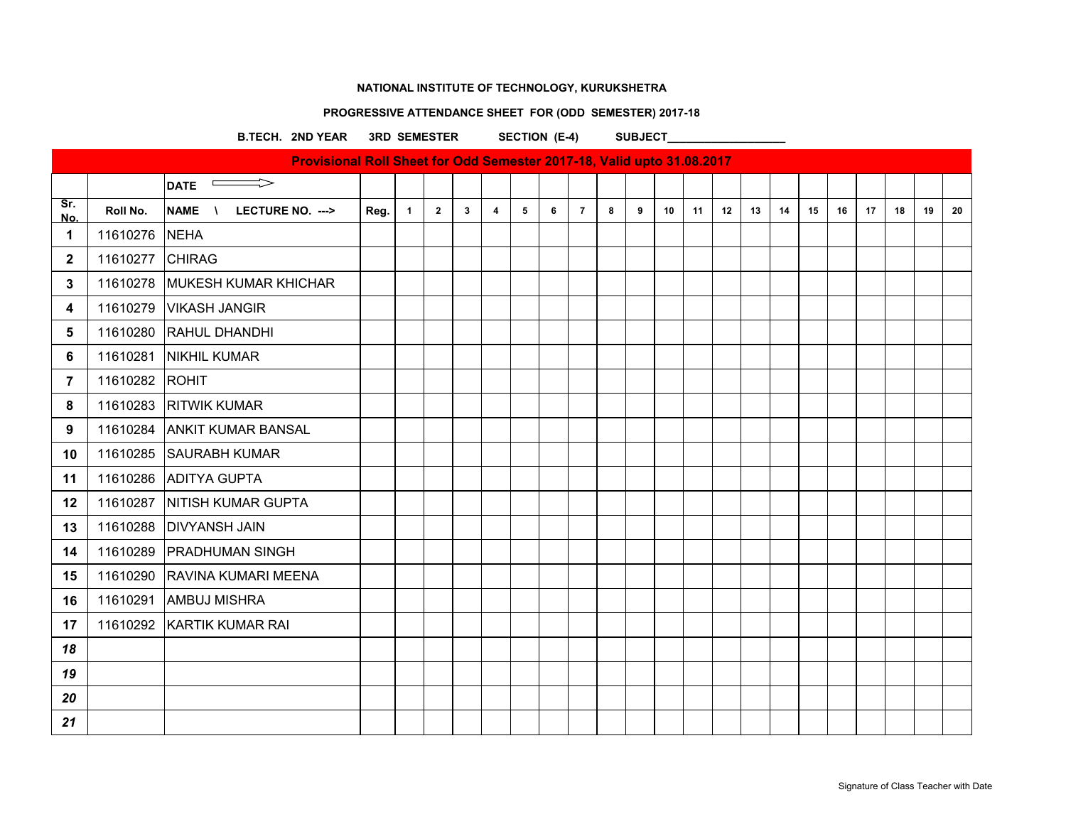**NATIONAL INSTITUTE OF TECHNOLOGY, KURUKSHETRA**

**PROGRESSIVE ATTENDANCE SHEET FOR (ODD SEMESTER) 2017-18**

**B.TECH. 2ND YEAR 3RD SEMESTER SECTION (E-4) SUBJECT___________________**

| Provisional Roll Sheet for Odd Semester 2017-18, Valid upto 31.08.2017 | | | | | | | | | | | | | | | | | | | | | | | |
|---|---|---|---|---|---|---|---|---|---|---|---|---|---|---|---|---|---|---|---|---|---|---|---|
| | | DATE ⟹ | | | | | | | | | | | | | | | | | | | | | |
| Sr. No. | Roll No. | NAME \ LECTURE NO. ---> | Reg. | 1 | 2 | 3 | 4 | 5 | 6 | 7 | 8 | 9 | 10 | 11 | 12 | 13 | 14 | 15 | 16 | 17 | 18 | 19 | 20 |
| 1 | 11610276 | NEHA | | | | | | | | | | | | | | | | | | | | | |
| 2 | 11610277 | CHIRAG | | | | | | | | | | | | | | | | | | | | | |
| 3 | 11610278 | MUKESH KUMAR KHICHAR | | | | | | | | | | | | | | | | | | | | | |
| 4 | 11610279 | VIKASH JANGIR | | | | | | | | | | | | | | | | | | | | | |
| 5 | 11610280 | RAHUL DHANDHI | | | | | | | | | | | | | | | | | | | | | |
| 6 | 11610281 | NIKHIL KUMAR | | | | | | | | | | | | | | | | | | | | | |
| 7 | 11610282 | ROHIT | | | | | | | | | | | | | | | | | | | | | |
| 8 | 11610283 | RITWIK KUMAR | | | | | | | | | | | | | | | | | | | | | |
| 9 | 11610284 | ANKIT KUMAR BANSAL | | | | | | | | | | | | | | | | | | | | | |
| 10 | 11610285 | SAURABH KUMAR | | | | | | | | | | | | | | | | | | | | | |
| 11 | 11610286 | ADITYA GUPTA | | | | | | | | | | | | | | | | | | | | | |
| 12 | 11610287 | NITISH KUMAR GUPTA | | | | | | | | | | | | | | | | | | | | | |
| 13 | 11610288 | DIVYANSH JAIN | | | | | | | | | | | | | | | | | | | | | |
| 14 | 11610289 | PRADHUMAN SINGH | | | | | | | | | | | | | | | | | | | | | |
| 15 | 11610290 | RAVINA KUMARI MEENA | | | | | | | | | | | | | | | | | | | | | |
| 16 | 11610291 | AMBUJ MISHRA | | | | | | | | | | | | | | | | | | | | | |
| 17 | 11610292 | KARTIK KUMAR RAI | | | | | | | | | | | | | | | | | | | | | |
| *18* | | | | | | | | | | | | | | | | | | | | | | | |
| *19* | | | | | | | | | | | | | | | | | | | | | | | |
| *20* | | | | | | | | | | | | | | | | | | | | | | | |
| *21* | | | | | | | | | | | | | | | | | | | | | | | |

Signature of Class Teacher with Date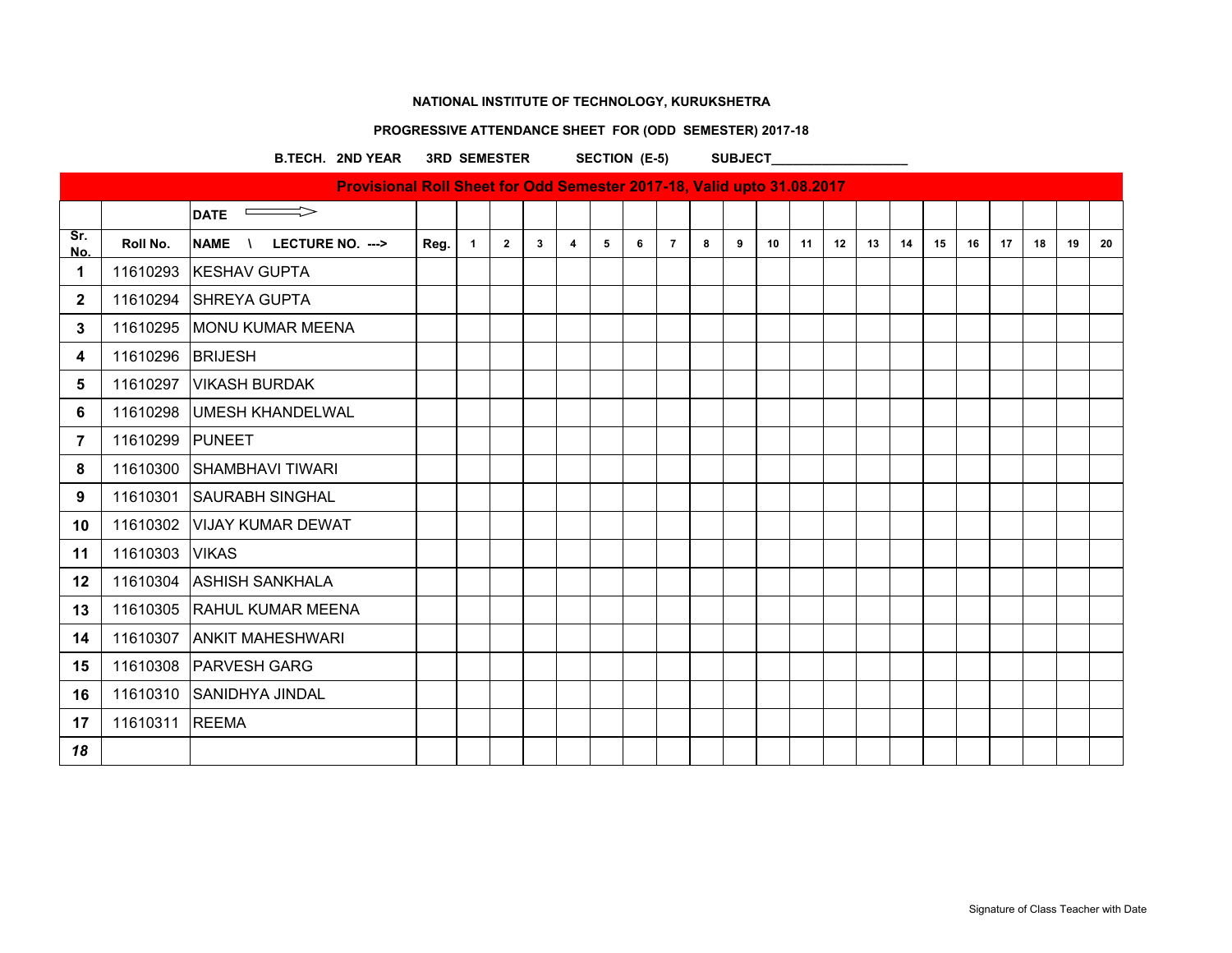**NATIONAL INSTITUTE OF TECHNOLOGY, KURUKSHETRA**

**PROGRESSIVE ATTENDANCE SHEET FOR (ODD SEMESTER) 2017-18**

**B.TECH. 2ND YEAR 3RD SEMESTER SECTION (E-5) SUBJECT___________________**

| Provisional Roll Sheet for Odd Semester 2017-18, Valid upto 31.08.2017 | | | | | | | | | | | | | | | | | | | | | | | |
|---|---|---|---|---|---|---|---|---|---|---|---|---|---|---|---|---|---|---|---|---|---|---|---|
| | | **DATE** ⟹ | | | | | | | | | | | | | | | | | | | | | |
| **Sr. No.** | **Roll No.** | **NAME \ LECTURE NO. --->** | **Reg.** | **1** | **2** | **3** | **4** | **5** | **6** | **7** | **8** | **9** | **10** | **11** | **12** | **13** | **14** | **15** | **16** | **17** | **18** | **19** | **20** |
| **1** | 11610293 | KESHAV GUPTA | | | | | | | | | | | | | | | | | | | | | |
| **2** | 11610294 | SHREYA GUPTA | | | | | | | | | | | | | | | | | | | | | |
| **3** | 11610295 | MONU KUMAR MEENA | | | | | | | | | | | | | | | | | | | | | |
| **4** | 11610296 | BRIJESH | | | | | | | | | | | | | | | | | | | | | |
| **5** | 11610297 | VIKASH BURDAK | | | | | | | | | | | | | | | | | | | | | |
| **6** | 11610298 | UMESH KHANDELWAL | | | | | | | | | | | | | | | | | | | | | |
| **7** | 11610299 | PUNEET | | | | | | | | | | | | | | | | | | | | | |
| **8** | 11610300 | SHAMBHAVI TIWARI | | | | | | | | | | | | | | | | | | | | | |
| **9** | 11610301 | SAURABH SINGHAL | | | | | | | | | | | | | | | | | | | | | |
| **10** | 11610302 | VIJAY KUMAR DEWAT | | | | | | | | | | | | | | | | | | | | | |
| **11** | 11610303 | VIKAS | | | | | | | | | | | | | | | | | | | | | |
| **12** | 11610304 | ASHISH SANKHALA | | | | | | | | | | | | | | | | | | | | | |
| **13** | 11610305 | RAHUL KUMAR MEENA | | | | | | | | | | | | | | | | | | | | | |
| **14** | 11610307 | ANKIT MAHESHWARI | | | | | | | | | | | | | | | | | | | | | |
| **15** | 11610308 | PARVESH GARG | | | | | | | | | | | | | | | | | | | | | |
| **16** | 11610310 | SANIDHYA JINDAL | | | | | | | | | | | | | | | | | | | | | |
| **17** | 11610311 | REEMA | | | | | | | | | | | | | | | | | | | | | |
| ***18*** | | | | | | | | | | | | | | | | | | | | | | | |

Signature of Class Teacher with Date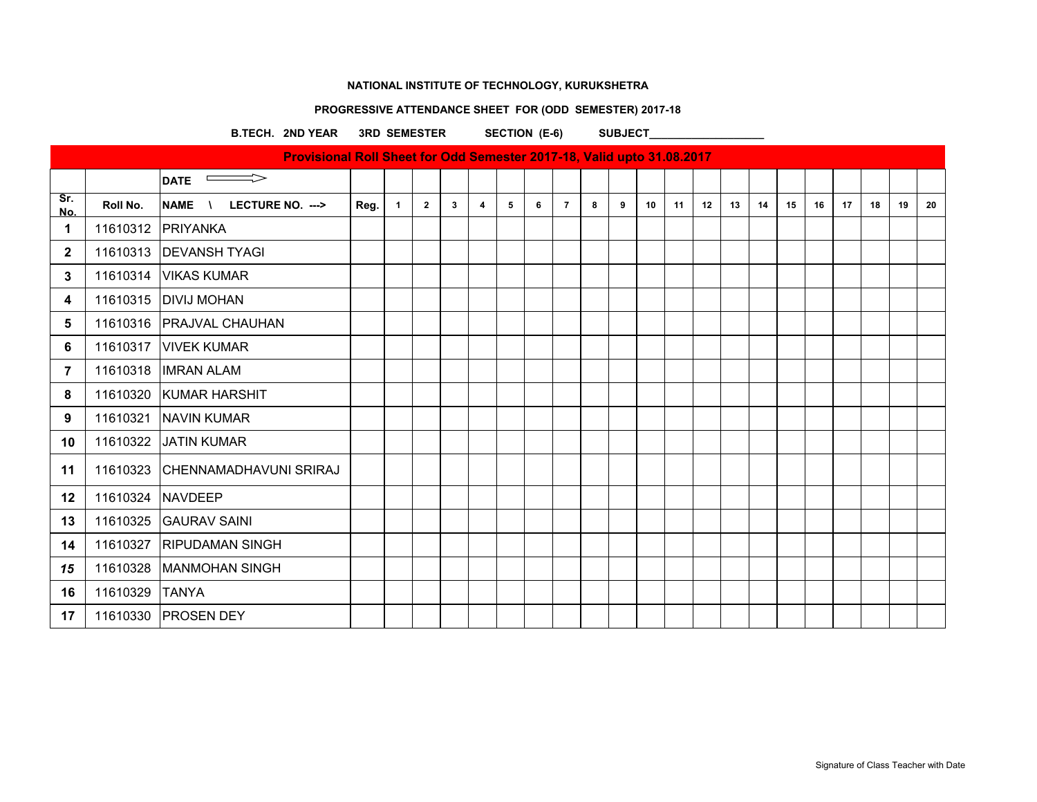**NATIONAL INSTITUTE OF TECHNOLOGY, KURUKSHETRA**

**PROGRESSIVE ATTENDANCE SHEET FOR (ODD SEMESTER) 2017-18**

**B.TECH. 2ND YEAR 3RD SEMESTER SECTION (E-6) SUBJECT___________________**

**Provisional Roll Sheet for Odd Semester 2017-18, Valid upto 31.08.2017**

| | | DATE ⟹ | | | | | | | | | | | | | | | | | | | | | |
|---|---|---|---|---|---|---|---|---|---|---|---|---|---|---|---|---|---|---|---|---|---|---|---|
| Sr. No. | Roll No. | NAME \ LECTURE NO. ---> | Reg. | 1 | 2 | 3 | 4 | 5 | 6 | 7 | 8 | 9 | 10 | 11 | 12 | 13 | 14 | 15 | 16 | 17 | 18 | 19 | 20 |
| 1 | 11610312 | PRIYANKA | | | | | | | | | | | | | | | | | | | | | |
| 2 | 11610313 | DEVANSH TYAGI | | | | | | | | | | | | | | | | | | | | | |
| 3 | 11610314 | VIKAS KUMAR | | | | | | | | | | | | | | | | | | | | | |
| 4 | 11610315 | DIVIJ MOHAN | | | | | | | | | | | | | | | | | | | | | |
| 5 | 11610316 | PRAJVAL CHAUHAN | | | | | | | | | | | | | | | | | | | | | |
| 6 | 11610317 | VIVEK KUMAR | | | | | | | | | | | | | | | | | | | | | |
| 7 | 11610318 | IMRAN ALAM | | | | | | | | | | | | | | | | | | | | | |
| 8 | 11610320 | KUMAR HARSHIT | | | | | | | | | | | | | | | | | | | | | |
| 9 | 11610321 | NAVIN KUMAR | | | | | | | | | | | | | | | | | | | | | |
| 10 | 11610322 | JATIN KUMAR | | | | | | | | | | | | | | | | | | | | | |
| 11 | 11610323 | CHENNAMADHAVUNI SRIRAJ | | | | | | | | | | | | | | | | | | | | | |
| 12 | 11610324 | NAVDEEP | | | | | | | | | | | | | | | | | | | | | |
| 13 | 11610325 | GAURAV SAINI | | | | | | | | | | | | | | | | | | | | | |
| 14 | 11610327 | RIPUDAMAN SINGH | | | | | | | | | | | | | | | | | | | | | |
| 15 | 11610328 | MANMOHAN SINGH | | | | | | | | | | | | | | | | | | | | | |
| 16 | 11610329 | TANYA | | | | | | | | | | | | | | | | | | | | | |
| 17 | 11610330 | PROSEN DEY | | | | | | | | | | | | | | | | | | | | | |

Signature of Class Teacher with Date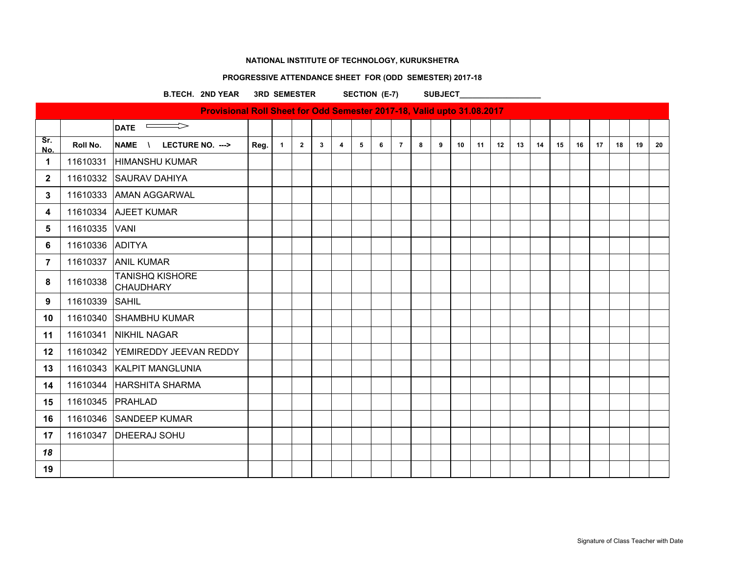**NATIONAL INSTITUTE OF TECHNOLOGY, KURUKSHETRA**

**PROGRESSIVE ATTENDANCE SHEET FOR (ODD SEMESTER) 2017-18**

**B.TECH. 2ND YEAR 3RD SEMESTER SECTION (E-7) SUBJECT___________________**

| Provisional Roll Sheet for Odd Semester 2017-18, Valid upto 31.08.2017 | | | | | | | | | | | | | | | | | | | | | | | |
|---|---|---|---|---|---|---|---|---|---|---|---|---|---|---|---|---|---|---|---|---|---|---|---|
| | | DATE ⟹ | | | | | | | | | | | | | | | | | | | | | |
| Sr. No. | Roll No. | NAME \ LECTURE NO. ---> | Reg. | 1 | 2 | 3 | 4 | 5 | 6 | 7 | 8 | 9 | 10 | 11 | 12 | 13 | 14 | 15 | 16 | 17 | 18 | 19 | 20 |
| 1 | 11610331 | HIMANSHU KUMAR | | | | | | | | | | | | | | | | | | | | | |
| 2 | 11610332 | SAURAV DAHIYA | | | | | | | | | | | | | | | | | | | | | |
| 3 | 11610333 | AMAN AGGARWAL | | | | | | | | | | | | | | | | | | | | | |
| 4 | 11610334 | AJEET KUMAR | | | | | | | | | | | | | | | | | | | | | |
| 5 | 11610335 | VANI | | | | | | | | | | | | | | | | | | | | | |
| 6 | 11610336 | ADITYA | | | | | | | | | | | | | | | | | | | | | |
| 7 | 11610337 | ANIL KUMAR | | | | | | | | | | | | | | | | | | | | | |
| 8 | 11610338 | TANISHQ KISHORE CHAUDHARY | | | | | | | | | | | | | | | | | | | | | |
| 9 | 11610339 | SAHIL | | | | | | | | | | | | | | | | | | | | | |
| 10 | 11610340 | SHAMBHU KUMAR | | | | | | | | | | | | | | | | | | | | | |
| 11 | 11610341 | NIKHIL NAGAR | | | | | | | | | | | | | | | | | | | | | |
| 12 | 11610342 | YEMIREDDY JEEVAN REDDY | | | | | | | | | | | | | | | | | | | | | |
| 13 | 11610343 | KALPIT MANGLUNIA | | | | | | | | | | | | | | | | | | | | | |
| 14 | 11610344 | HARSHITA SHARMA | | | | | | | | | | | | | | | | | | | | | |
| 15 | 11610345 | PRAHLAD | | | | | | | | | | | | | | | | | | | | | |
| 16 | 11610346 | SANDEEP KUMAR | | | | | | | | | | | | | | | | | | | | | |
| 17 | 11610347 | DHEERAJ SOHU | | | | | | | | | | | | | | | | | | | | | |
| *18* | | | | | | | | | | | | | | | | | | | | | | | |
| 19 | | | | | | | | | | | | | | | | | | | | | | | |

Signature of Class Teacher with Date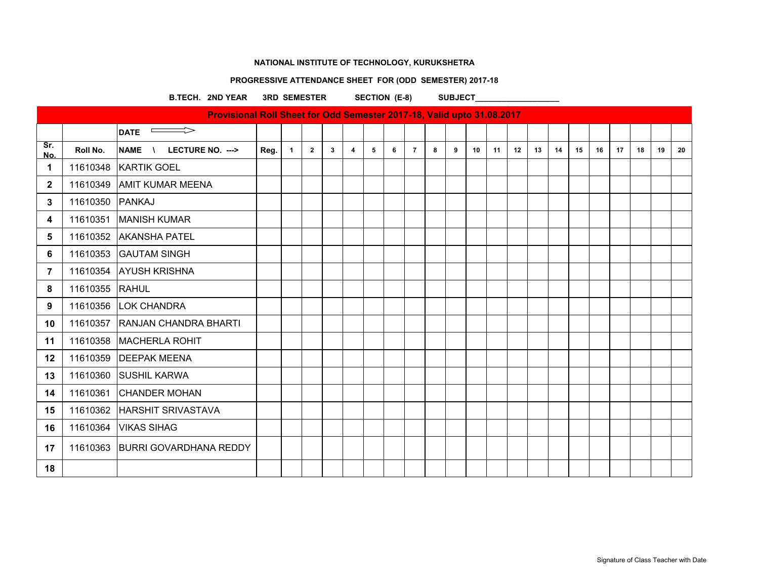**NATIONAL INSTITUTE OF TECHNOLOGY, KURUKSHETRA**

**PROGRESSIVE ATTENDANCE SHEET FOR (ODD SEMESTER) 2017-18**

**B.TECH. 2ND YEAR 3RD SEMESTER SECTION (E-8) SUBJECT\_\_\_\_\_\_\_\_\_\_\_\_\_\_\_\_\_\_\_\_**

| Provisional Roll Sheet for Odd Semester 2017-18, Valid upto 31.08.2017 | | | | | | | | | | | | | | | | | | | | | | | |
|---|---|---|---|---|---|---|---|---|---|---|---|---|---|---|---|---|---|---|---|---|---|---|---|
| | | DATE ⟹ | | | | | | | | | | | | | | | | | | | | | |
| Sr. No. | Roll No. | NAME \ LECTURE NO. ---> | Reg. | 1 | 2 | 3 | 4 | 5 | 6 | 7 | 8 | 9 | 10 | 11 | 12 | 13 | 14 | 15 | 16 | 17 | 18 | 19 | 20 |
| 1 | 11610348 | KARTIK GOEL | | | | | | | | | | | | | | | | | | | | | |
| 2 | 11610349 | AMIT KUMAR MEENA | | | | | | | | | | | | | | | | | | | | | |
| 3 | 11610350 | PANKAJ | | | | | | | | | | | | | | | | | | | | | |
| 4 | 11610351 | MANISH KUMAR | | | | | | | | | | | | | | | | | | | | | |
| 5 | 11610352 | AKANSHA PATEL | | | | | | | | | | | | | | | | | | | | | |
| 6 | 11610353 | GAUTAM SINGH | | | | | | | | | | | | | | | | | | | | | |
| 7 | 11610354 | AYUSH KRISHNA | | | | | | | | | | | | | | | | | | | | | |
| 8 | 11610355 | RAHUL | | | | | | | | | | | | | | | | | | | | | |
| 9 | 11610356 | LOK CHANDRA | | | | | | | | | | | | | | | | | | | | | |
| 10 | 11610357 | RANJAN CHANDRA BHARTI | | | | | | | | | | | | | | | | | | | | | |
| 11 | 11610358 | MACHERLA ROHIT | | | | | | | | | | | | | | | | | | | | | |
| 12 | 11610359 | DEEPAK MEENA | | | | | | | | | | | | | | | | | | | | | |
| 13 | 11610360 | SUSHIL KARWA | | | | | | | | | | | | | | | | | | | | | |
| 14 | 11610361 | CHANDER MOHAN | | | | | | | | | | | | | | | | | | | | | |
| 15 | 11610362 | HARSHIT SRIVASTAVA | | | | | | | | | | | | | | | | | | | | | |
| 16 | 11610364 | VIKAS SIHAG | | | | | | | | | | | | | | | | | | | | | |
| 17 | 11610363 | BURRI GOVARDHANA REDDY | | | | | | | | | | | | | | | | | | | | | |
| 18 | | | | | | | | | | | | | | | | | | | | | | | |

Signature of Class Teacher with Date